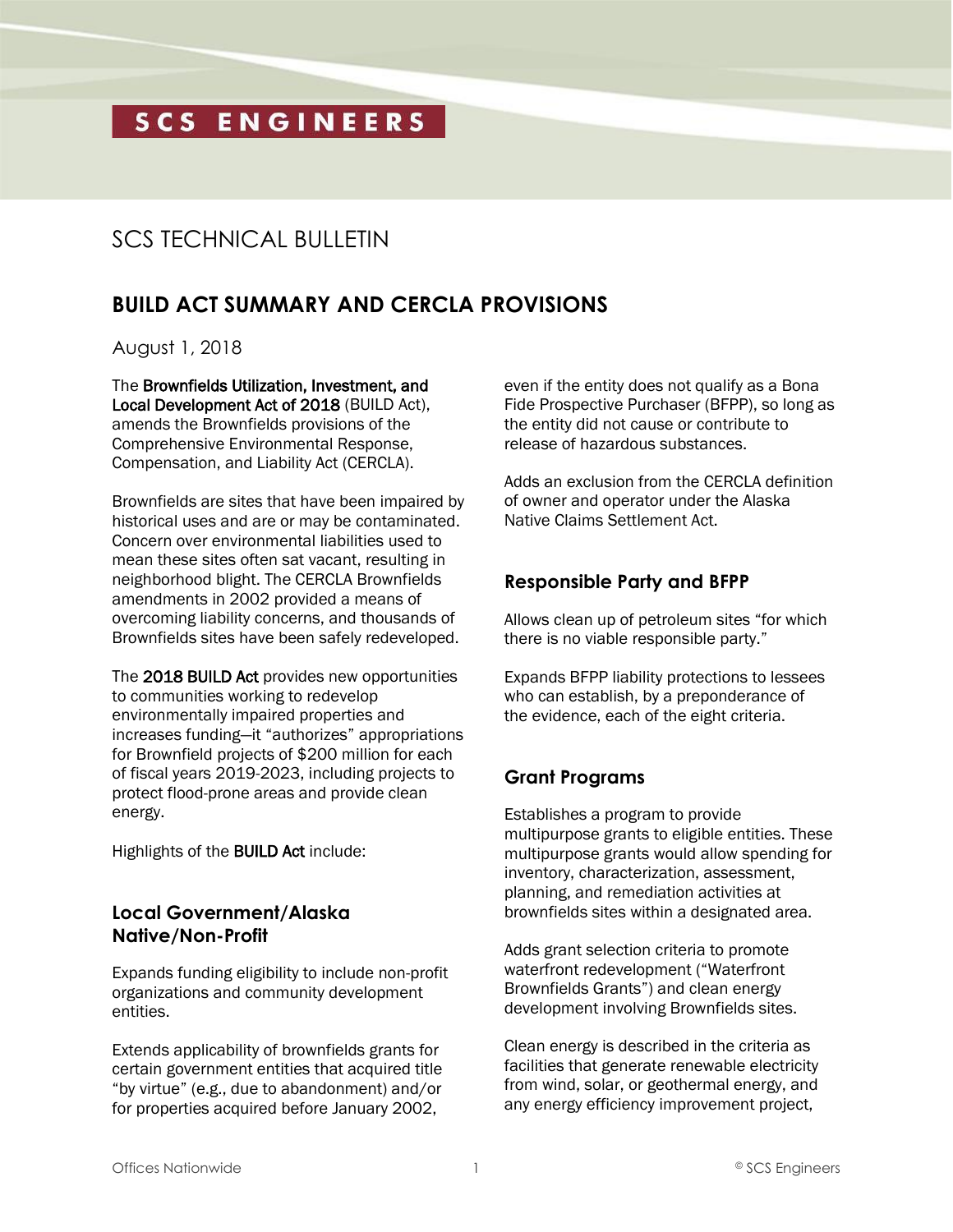SCS ENGINEERS

# SCS TECHNICAL BULLETIN

## BUILD ACT SUMMARY AND CERCLA PROVISIONS

August 1, 2018

The Brownfields Utilization, Investment, and Local Development Act of 2018 (BUILD Act), amends the Brownfields provisions of the Comprehensive Environmental Response, Compensation, and Liability Act (CERCLA).

Brownfields are sites that have been impaired by historical uses and are or may be contaminated. Concern over environmental liabilities used to mean these sites often sat vacant, resulting in neighborhood blight. The CERCLA Brownfields amendments in 2002 provided a means of overcoming liability concerns, and thousands of Brownfields sites have been safely redeveloped.

The 2018 BUILD Act provides new opportunities to communities working to redevelop environmentally impaired properties and increases funding—it "authorizes" appropriations for Brownfield projects of $200 million for each of fiscal years 2019-2023, including projects to protect flood-prone areas and provide clean energy.

Highlights of the BUILD Act include:

### Local Government/Alaska Native/Non-Profit

Expands funding eligibility to include non-profit organizations and community development entities.

Extends applicability of brownfields grants for certain government entities that acquired title "by virtue" (e.g., due to abandonment) and/or for properties acquired before January 2002, even if the entity does not qualify as a Bona Fide Prospective Purchaser (BFPP), so long as the entity did not cause or contribute to release of hazardous substances.

Adds an exclusion from the CERCLA definition of owner and operator under the Alaska Native Claims Settlement Act.

### Responsible Party and BFPP

Allows clean up of petroleum sites "for which there is no viable responsible party."

Expands BFPP liability protections to lessees who can establish, by a preponderance of the evidence, each of the eight criteria.

### Grant Programs

Establishes a program to provide multipurpose grants to eligible entities. These multipurpose grants would allow spending for inventory, characterization, assessment, planning, and remediation activities at brownfields sites within a designated area.

Adds grant selection criteria to promote waterfront redevelopment ("Waterfront Brownfields Grants") and clean energy development involving Brownfields sites.

Clean energy is described in the criteria as facilities that generate renewable electricity from wind, solar, or geothermal energy, and any energy efficiency improvement project,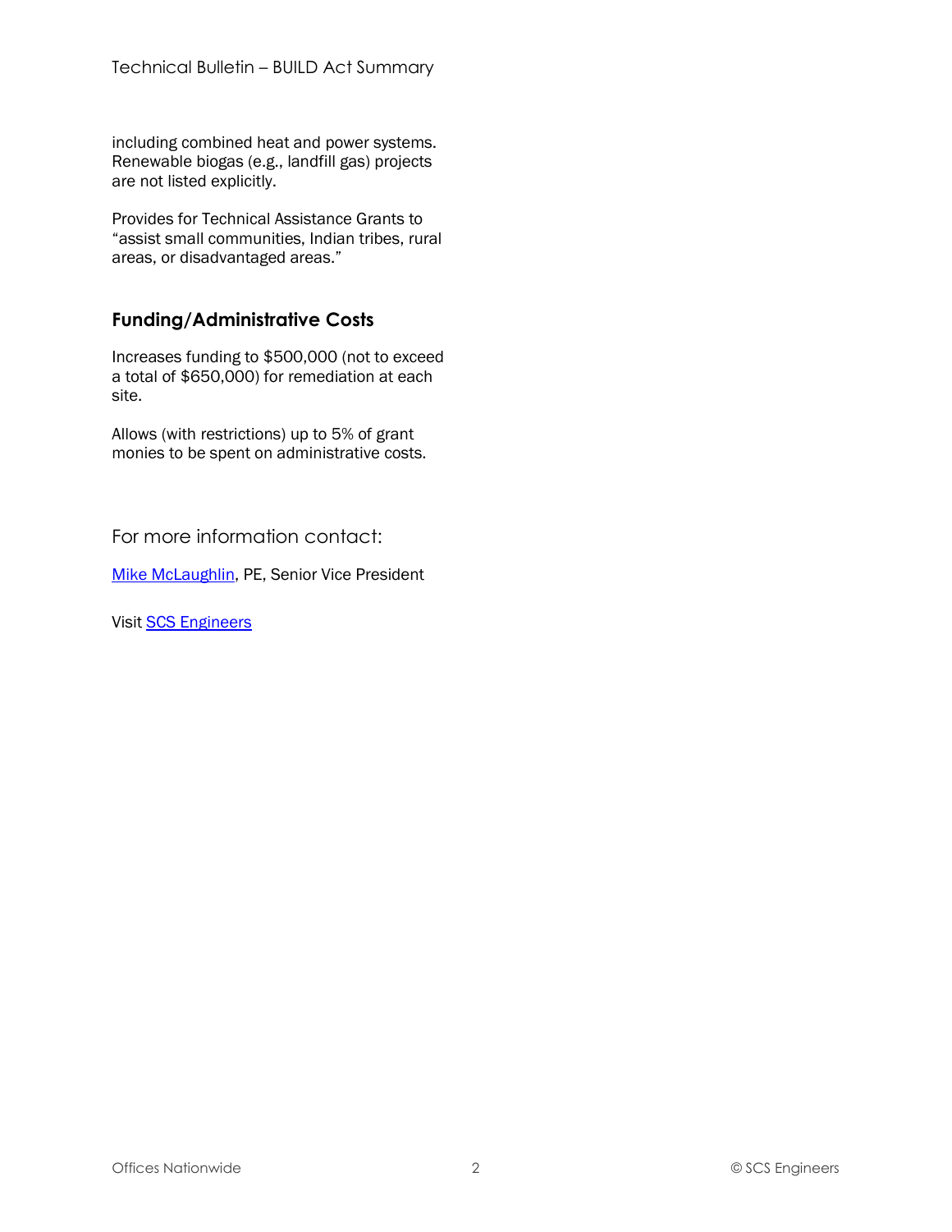including combined heat and power systems. Renewable biogas (e.g., landfill gas) projects are not listed explicitly.

Provides for Technical Assistance Grants to "assist small communities, Indian tribes, rural areas, or disadvantaged areas."

## Funding/Administrative Costs

Increases funding to $500,000 (not to exceed a total of $650,000) for remediation at each site.

Allows (with restrictions) up to 5% of grant monies to be spent on administrative costs.

For more information contact:

Mike McLaughlin, PE, Senior Vice President

Visit SCS Engineers